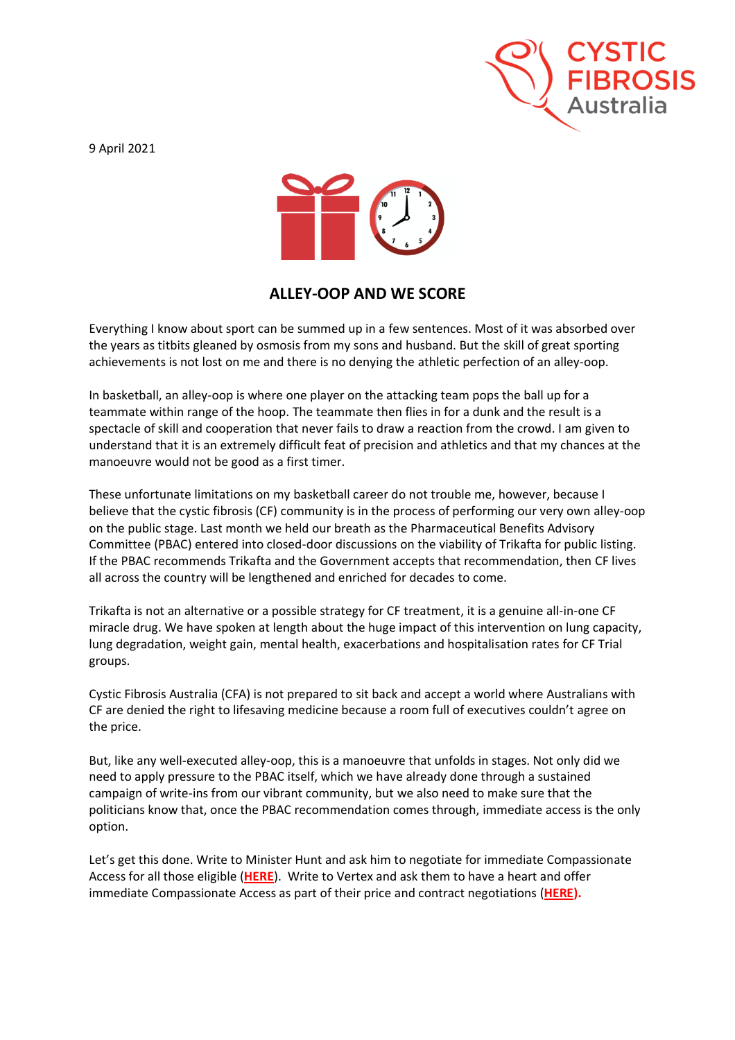9 April 2021

## ALLEY-OOP AND WE SCORE

Everything I know about sport can be summed up in a few sentences. Most of it was absorbed over the years as titbits gleaned by osmosis from my sons and husband. But the skill of great sporting achievements is not lost on me and there is no denying the athletic perfection of an alley-oop.

In basketball, an alley-oop is where one player on the attacking team pops the ball up for a teammate within range of the hoop. The teammate then flies in for a dunk and the result is a spectacle of skill and cooperation that never fails to draw a reaction from the crowd. I am given to understand that it is an extremely difficult feat of precision and athletics and that my chances at the manoeuvre would not be good as a first timer.

These unfortunate limitations on my basketball career do not trouble me, however, because I believe that the cystic fibrosis (CF) community is in the process of performing our very own alley-oop on the public stage. Last month we held our breath as the Pharmaceutical Benefits Advisory Committee (PBAC) entered into closed-door discussions on the viability of Trikafta for public listing. If the PBAC recommends Trikafta and the Government accepts that recommendation, then CF lives all across the country will be lengthened and enriched for decades to come.

Trikafta is not an alternative or a possible strategy for CF treatment, it is a genuine all-in-one CF miracle drug. We have spoken at length about the huge impact of this intervention on lung capacity, lung degradation, weight gain, mental health, exacerbations and hospitalisation rates for CF Trial groups.

Cystic Fibrosis Australia (CFA) is not prepared to sit back and accept a world where Australians with CF are denied the right to lifesaving medicine because a room full of executives couldn't agree on the price.

But, like any well-executed alley-oop, this is a manoeuvre that unfolds in stages. Not only did we need to apply pressure to the PBAC itself, which we have already done through a sustained campaign of write-ins from our vibrant community, but we also need to make sure that the politicians know that, once the PBAC recommendation comes through, immediate access is the only option.

Let's get this done. Write to Minister Hunt and ask him to negotiate for immediate Compassionate Access for all those eligible (**HERE**). Write to Vertex and ask them to have a heart and offer immediate Compassionate Access as part of their price and contract negotiations (**HERE**).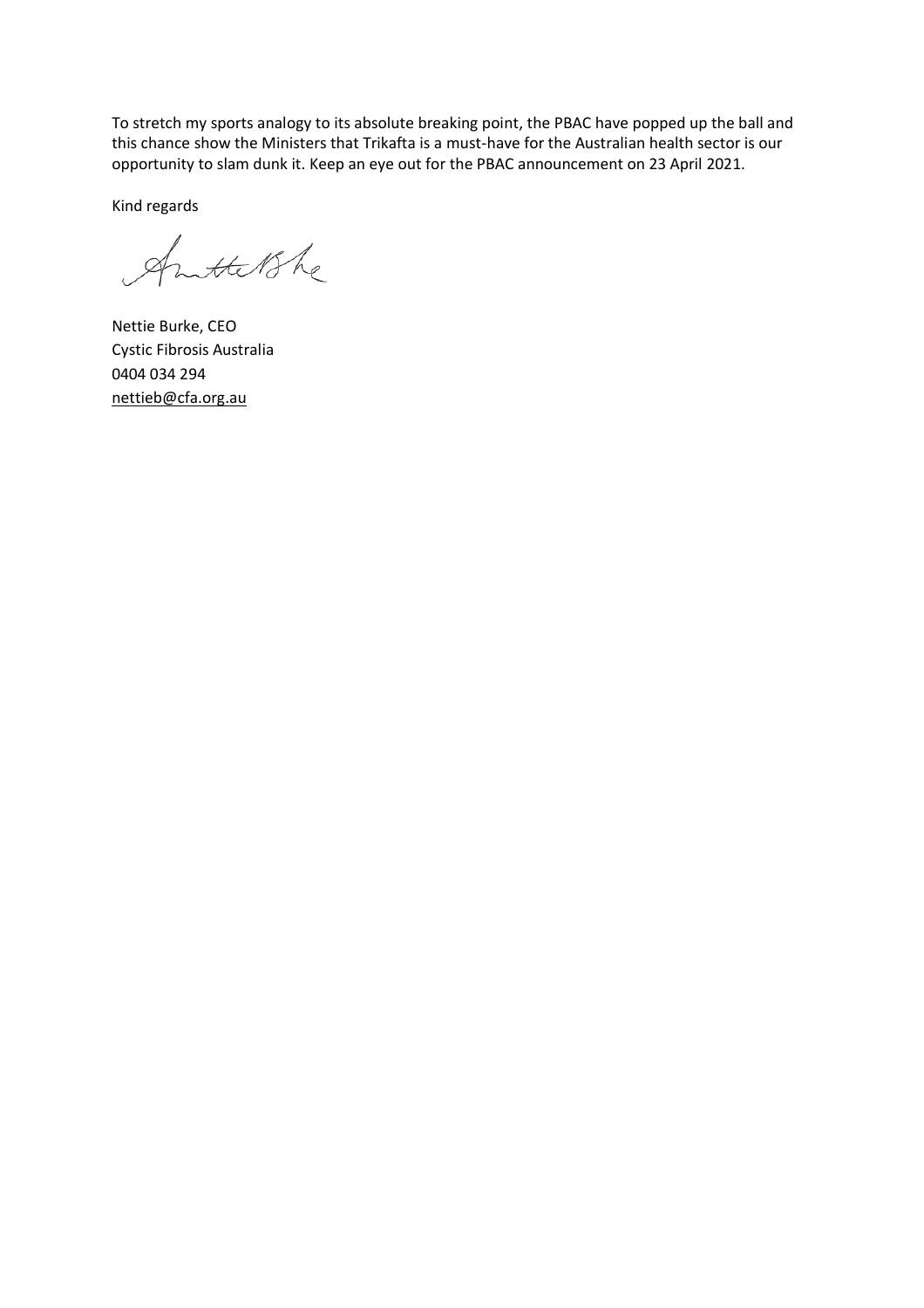To stretch my sports analogy to its absolute breaking point, the PBAC have popped up the ball and this chance show the Ministers that Trikafta is a must-have for the Australian health sector is our opportunity to slam dunk it. Keep an eye out for the PBAC announcement on 23 April 2021.

Kind regards

Nettie Burke, CEO
Cystic Fibrosis Australia
0404 034 294
nettieb@cfa.org.au